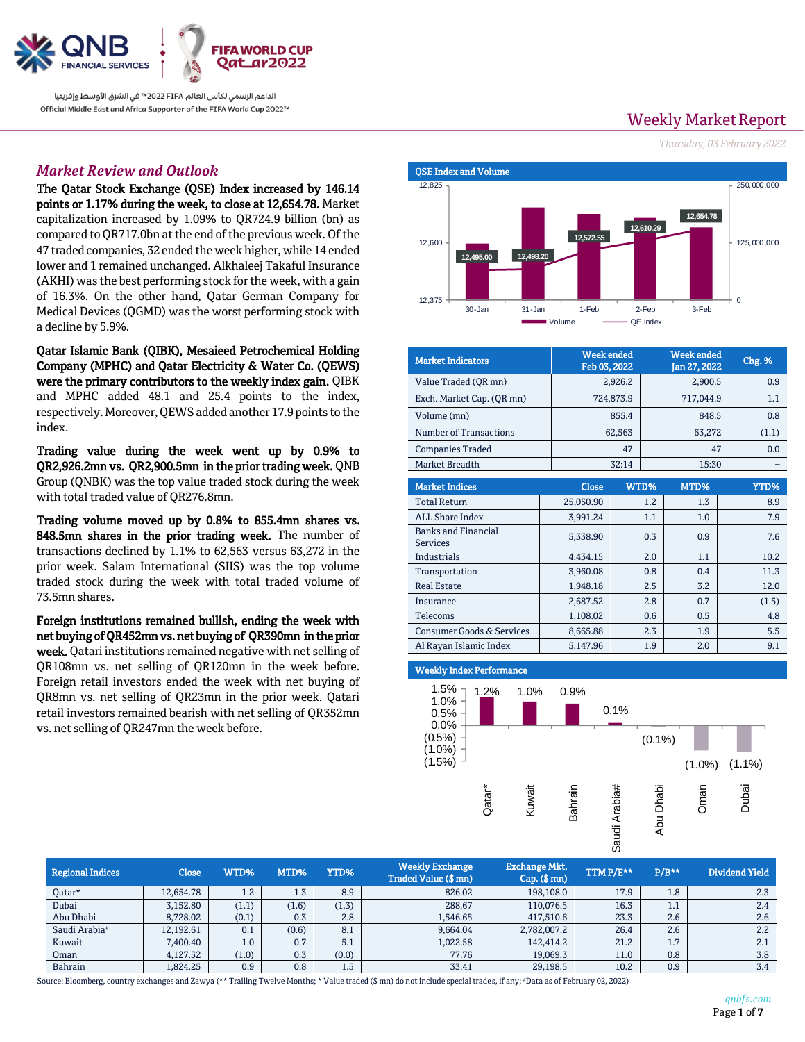QNB FINANCIAL SERVICES

FIFA WORLD CUP Qatar2022

الداعم الرسمي لكأس العالم FIFA 2022™ في الشرق الأوسط وإفريقيا

Official Middle East and Africa Supporter of the FIFA World Cup 2022™

# Weekly Market Report

*Thursday, 03 February 2022*

## *Market Review and Outlook*

**The Qatar Stock Exchange (QSE) Index increased by 146.14 points or 1.17% during the week, to close at 12,654.78.** Market capitalization increased by 1.09% to QR724.9 billion (bn) as compared to QR717.0bn at the end of the previous week. Of the 47 traded companies, 32 ended the week higher, while 14 ended lower and 1 remained unchanged. Alkhaleej Takaful Insurance (AKHI) was the best performing stock for the week, with a gain of 16.3%. On the other hand, Qatar German Company for Medical Devices (QGMD) was the worst performing stock with a decline by 5.9%.

**Qatar Islamic Bank (QIBK), Mesaieed Petrochemical Holding Company (MPHC) and Qatar Electricity & Water Co. (QEWS) were the primary contributors to the weekly index gain.** QIBK and MPHC added 48.1 and 25.4 points to the index, respectively. Moreover, QEWS added another 17.9 points to the index.

**Trading value during the week went up by 0.9% to QR2,926.2mn vs. QR2,900.5mn in the prior trading week.** QNB Group (QNBK) was the top value traded stock during the week with total traded value of QR276.8mn.

**Trading volume moved up by 0.8% to 855.4mn shares vs. 848.5mn shares in the prior trading week.** The number of transactions declined by 1.1% to 62,563 versus 63,272 in the prior week. Salam International (SIIS) was the top volume traded stock during the week with total traded volume of 73.5mn shares.

**Foreign institutions remained bullish, ending the week with net buying of QR452mn vs. net buying of QR390mn in the prior week.** Qatari institutions remained negative with net selling of QR108mn vs. net selling of QR120mn the week before. Foreign retail investors ended the week with net buying of QR8mn vs. net selling of QR23mn in the prior week. Qatari retail investors remained bearish with net selling of QR352mn vs. net selling of QR247mn the week before.

**QSE Index and Volume**

| Date | QE Index |
|---|---|
| 30-Jan | 12,495.00 |
| 31-Jan | 12,498.20 |
| 1-Feb | 12,572.55 |
| 2-Feb | 12,610.29 |
| 3-Feb | 12,654.78 |

| Market Indicators | Week ended Feb 03, 2022 | Week ended Jan 27, 2022 | Chg. % |
|---|---|---|---|
| Value Traded (QR mn) | 2,926.2 | 2,900.5 | 0.9 |
| Exch. Market Cap. (QR mn) | 724,873.9 | 717,044.9 | 1.1 |
| Volume (mn) | 855.4 | 848.5 | 0.8 |
| Number of Transactions | 62,563 | 63,272 | (1.1) |
| Companies Traded | 47 | 47 | 0.0 |
| Market Breadth | 32:14 | 15:30 | – |

| Market Indices | Close | WTD% | MTD% | YTD% |
|---|---|---|---|---|
| Total Return | 25,050.90 | 1.2 | 1.3 | 8.9 |
| ALL Share Index | 3,991.24 | 1.1 | 1.0 | 7.9 |
| Banks and Financial Services | 5,338.90 | 0.3 | 0.9 | 7.6 |
| Industrials | 4,434.15 | 2.0 | 1.1 | 10.2 |
| Transportation | 3,960.08 | 0.8 | 0.4 | 11.3 |
| Real Estate | 1,948.18 | 2.5 | 3.2 | 12.0 |
| Insurance | 2,687.52 | 2.8 | 0.7 | (1.5) |
| Telecoms | 1,108.02 | 0.6 | 0.5 | 4.8 |
| Consumer Goods & Services | 8,665.88 | 2.3 | 1.9 | 5.5 |
| Al Rayan Islamic Index | 5,147.96 | 1.9 | 2.0 | 9.1 |

**Weekly Index Performance**

| Market | Weekly Change |
|---|---|
| Qatar* | 1.2% |
| Kuwait | 1.0% |
| Bahrain | 0.9% |
| Saudi Arabia# | 0.1% |
| Abu Dhabi | (0.1%) |
| Oman | (1.0%) |
| Dubai | (1.1%) |

| Regional Indices | Close | WTD% | MTD% | YTD% | Weekly Exchange Traded Value ($ mn) | Exchange Mkt. Cap. ($ mn) | TTM P/E** | P/B** | Dividend Yield |
|---|---|---|---|---|---|---|---|---|---|
| Qatar* | 12,654.78 | 1.2 | 1.3 | 8.9 | 826.02 | 198,108.0 | 17.9 | 1.8 | 2.3 |
| Dubai | 3,152.80 | (1.1) | (1.6) | (1.3) | 288.67 | 110,076.5 | 16.3 | 1.1 | 2.4 |
| Abu Dhabi | 8,728.02 | (0.1) | 0.3 | 2.8 | 1,546.65 | 417,510.6 | 23.3 | 2.6 | 2.6 |
| Saudi Arabia# | 12,192.61 | 0.1 | (0.6) | 8.1 | 9,664.04 | 2,782,007.2 | 26.4 | 2.6 | 2.2 |
| Kuwait | 7,400.40 | 1.0 | 0.7 | 5.1 | 1,022.58 | 142,414.2 | 21.2 | 1.7 | 2.1 |
| Oman | 4,127.52 | (1.0) | 0.3 | (0.0) | 77.76 | 19,069.3 | 11.0 | 0.8 | 3.8 |
| Bahrain | 1,824.25 | 0.9 | 0.8 | 1.5 | 33.41 | 29,198.5 | 10.2 | 0.9 | 3.4 |

Source: Bloomberg, country exchanges and Zawya (** Trailing Twelve Months; * Value traded ($ mn) do not include special trades, if any; #Data as of February 02, 2022)

*qnbfs.com*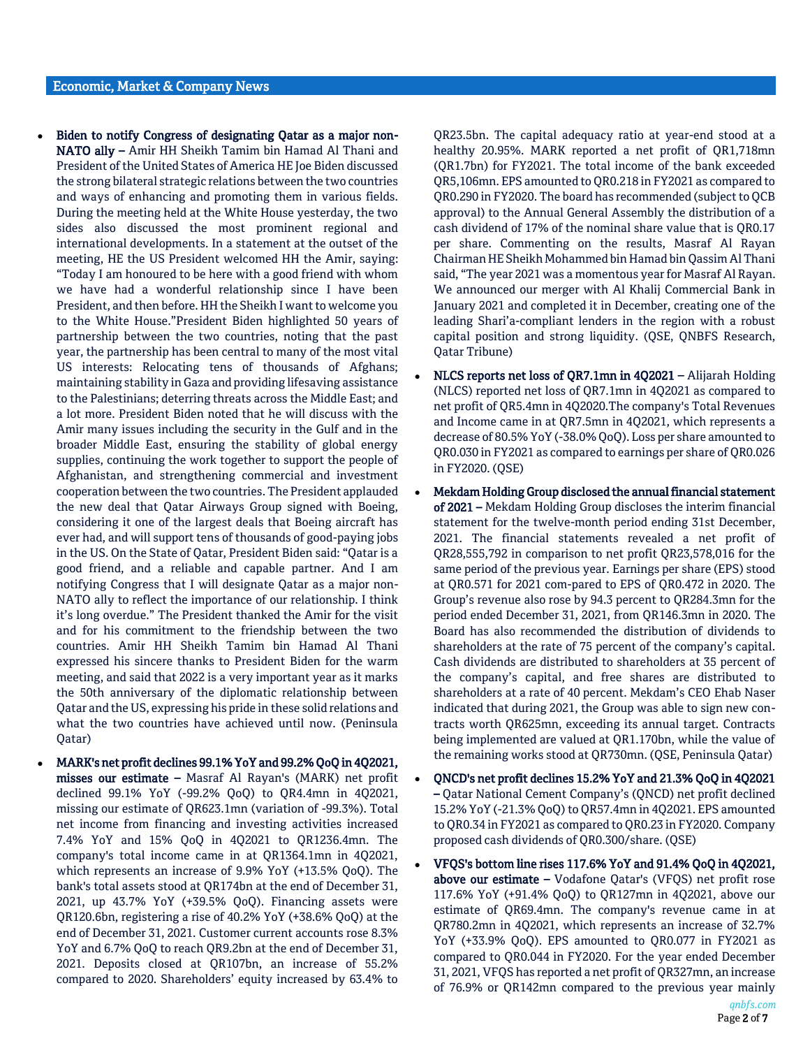## Economic, Market & Company News

- **Biden to notify Congress of designating Qatar as a major non-NATO ally –** Amir HH Sheikh Tamim bin Hamad Al Thani and President of the United States of America HE Joe Biden discussed the strong bilateral strategic relations between the two countries and ways of enhancing and promoting them in various fields. During the meeting held at the White House yesterday, the two sides also discussed the most prominent regional and international developments. In a statement at the outset of the meeting, HE the US President welcomed HH the Amir, saying: "Today I am honoured to be here with a good friend with whom we have had a wonderful relationship since I have been President, and then before. HH the Sheikh I want to welcome you to the White House."President Biden highlighted 50 years of partnership between the two countries, noting that the past year, the partnership has been central to many of the most vital US interests: Relocating tens of thousands of Afghans; maintaining stability in Gaza and providing lifesaving assistance to the Palestinians; deterring threats across the Middle East; and a lot more. President Biden noted that he will discuss with the Amir many issues including the security in the Gulf and in the broader Middle East, ensuring the stability of global energy supplies, continuing the work together to support the people of Afghanistan, and strengthening commercial and investment cooperation between the two countries. The President applauded the new deal that Qatar Airways Group signed with Boeing, considering it one of the largest deals that Boeing aircraft has ever had, and will support tens of thousands of good-paying jobs in the US. On the State of Qatar, President Biden said: "Qatar is a good friend, and a reliable and capable partner. And I am notifying Congress that I will designate Qatar as a major non-NATO ally to reflect the importance of our relationship. I think it's long overdue." The President thanked the Amir for the visit and for his commitment to the friendship between the two countries. Amir HH Sheikh Tamim bin Hamad Al Thani expressed his sincere thanks to President Biden for the warm meeting, and said that 2022 is a very important year as it marks the 50th anniversary of the diplomatic relationship between Qatar and the US, expressing his pride in these solid relations and what the two countries have achieved until now. (Peninsula Qatar)

- **MARK's net profit declines 99.1% YoY and 99.2% QoQ in 4Q2021, misses our estimate –** Masraf Al Rayan's (MARK) net profit declined 99.1% YoY (-99.2% QoQ) to QR4.4mn in 4Q2021, missing our estimate of QR623.1mn (variation of -99.3%). Total net income from financing and investing activities increased 7.4% YoY and 15% QoQ in 4Q2021 to QR1236.4mn. The company's total income came in at QR1364.1mn in 4Q2021, which represents an increase of 9.9% YoY (+13.5% QoQ). The bank's total assets stood at QR174bn at the end of December 31, 2021, up 43.7% YoY (+39.5% QoQ). Financing assets were QR120.6bn, registering a rise of 40.2% YoY (+38.6% QoQ) at the end of December 31, 2021. Customer current accounts rose 8.3% YoY and 6.7% QoQ to reach QR9.2bn at the end of December 31, 2021. Deposits closed at QR107bn, an increase of 55.2% compared to 2020. Shareholders' equity increased by 63.4% to QR23.5bn. The capital adequacy ratio at year-end stood at a healthy 20.95%. MARK reported a net profit of QR1,718mn (QR1.7bn) for FY2021. The total income of the bank exceeded QR5,106mn. EPS amounted to QR0.218 in FY2021 as compared to QR0.290 in FY2020. The board has recommended (subject to QCB approval) to the Annual General Assembly the distribution of a cash dividend of 17% of the nominal share value that is QR0.17 per share. Commenting on the results, Masraf Al Rayan Chairman HE Sheikh Mohammed bin Hamad bin Qassim Al Thani said, "The year 2021 was a momentous year for Masraf Al Rayan. We announced our merger with Al Khalij Commercial Bank in January 2021 and completed it in December, creating one of the leading Shari'a-compliant lenders in the region with a robust capital position and strong liquidity. (QSE, QNBFS Research, Qatar Tribune)

- **NLCS reports net loss of QR7.1mn in 4Q2021 –** Alijarah Holding (NLCS) reported net loss of QR7.1mn in 4Q2021 as compared to net profit of QR5.4mn in 4Q2020.The company's Total Revenues and Income came in at QR7.5mn in 4Q2021, which represents a decrease of 80.5% YoY (-38.0% QoQ). Loss per share amounted to QR0.030 in FY2021 as compared to earnings per share of QR0.026 in FY2020. (QSE)

- **Mekdam Holding Group disclosed the annual financial statement of 2021 –** Mekdam Holding Group discloses the interim financial statement for the twelve-month period ending 31st December, 2021. The financial statements revealed a net profit of QR28,555,792 in comparison to net profit QR23,578,016 for the same period of the previous year. Earnings per share (EPS) stood at QR0.571 for 2021 com-pared to EPS of QR0.472 in 2020. The Group's revenue also rose by 94.3 percent to QR284.3mn for the period ended December 31, 2021, from QR146.3mn in 2020. The Board has also recommended the distribution of dividends to shareholders at the rate of 75 percent of the company's capital. Cash dividends are distributed to shareholders at 35 percent of the company's capital, and free shares are distributed to shareholders at a rate of 40 percent. Mekdam's CEO Ehab Naser indicated that during 2021, the Group was able to sign new con-tracts worth QR625mn, exceeding its annual target. Contracts being implemented are valued at QR1.170bn, while the value of the remaining works stood at QR730mn. (QSE, Peninsula Qatar)

- **QNCD's net profit declines 15.2% YoY and 21.3% QoQ in 4Q2021 –** Qatar National Cement Company's (QNCD) net profit declined 15.2% YoY (-21.3% QoQ) to QR57.4mn in 4Q2021. EPS amounted to QR0.34 in FY2021 as compared to QR0.23 in FY2020. Company proposed cash dividends of QR0.300/share. (QSE)

- **VFQS's bottom line rises 117.6% YoY and 91.4% QoQ in 4Q2021, above our estimate –** Vodafone Qatar's (VFQS) net profit rose 117.6% YoY (+91.4% QoQ) to QR127mn in 4Q2021, above our estimate of QR69.4mn. The company's revenue came in at QR780.2mn in 4Q2021, which represents an increase of 32.7% YoY (+33.9% QoQ). EPS amounted to QR0.077 in FY2021 as compared to QR0.044 in FY2020. For the year ended December 31, 2021, VFQS has reported a net profit of QR327mn, an increase of 76.9% or QR142mn compared to the previous year mainly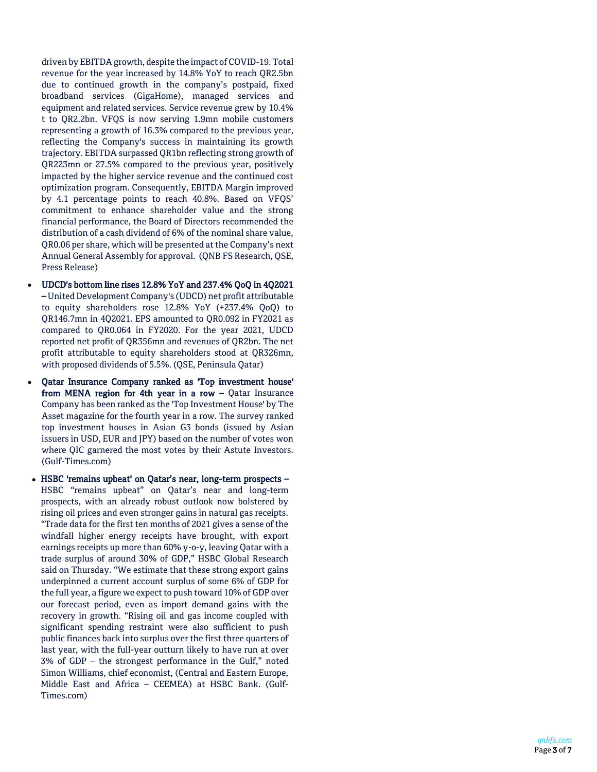driven by EBITDA growth, despite the impact of COVID-19. Total revenue for the year increased by 14.8% YoY to reach QR2.5bn due to continued growth in the company's postpaid, fixed broadband services (GigaHome), managed services and equipment and related services. Service revenue grew by 10.4% t to QR2.2bn. VFQS is now serving 1.9mn mobile customers representing a growth of 16.3% compared to the previous year, reflecting the Company's success in maintaining its growth trajectory. EBITDA surpassed QR1bn reflecting strong growth of QR223mn or 27.5% compared to the previous year, positively impacted by the higher service revenue and the continued cost optimization program. Consequently, EBITDA Margin improved by 4.1 percentage points to reach 40.8%. Based on VFQS' commitment to enhance shareholder value and the strong financial performance, the Board of Directors recommended the distribution of a cash dividend of 6% of the nominal share value, QR0.06 per share, which will be presented at the Company's next Annual General Assembly for approval. (QNB FS Research, QSE, Press Release)

- **UDCD's bottom line rises 12.8% YoY and 237.4% QoQ in 4Q2021 –** United Development Company's (UDCD) net profit attributable to equity shareholders rose 12.8% YoY (+237.4% QoQ) to QR146.7mn in 4Q2021. EPS amounted to QR0.092 in FY2021 as compared to QR0.064 in FY2020. For the year 2021, UDCD reported net profit of QR356mn and revenues of QR2bn. The net profit attributable to equity shareholders stood at QR326mn, with proposed dividends of 5.5%. (QSE, Peninsula Qatar)
- **Qatar Insurance Company ranked as 'Top investment house' from MENA region for 4th year in a row –** Qatar Insurance Company has been ranked as the 'Top Investment House' by The Asset magazine for the fourth year in a row. The survey ranked top investment houses in Asian G3 bonds (issued by Asian issuers in USD, EUR and JPY) based on the number of votes won where QIC garnered the most votes by their Astute Investors. (Gulf-Times.com)
- **HSBC 'remains upbeat' on Qatar's near, long-term prospects –** HSBC "remains upbeat" on Qatar's near and long-term prospects, with an already robust outlook now bolstered by rising oil prices and even stronger gains in natural gas receipts. "Trade data for the first ten months of 2021 gives a sense of the windfall higher energy receipts have brought, with export earnings receipts up more than 60% y-o-y, leaving Qatar with a trade surplus of around 30% of GDP," HSBC Global Research said on Thursday. "We estimate that these strong export gains underpinned a current account surplus of some 6% of GDP for the full year, a figure we expect to push toward 10% of GDP over our forecast period, even as import demand gains with the recovery in growth. "Rising oil and gas income coupled with significant spending restraint were also sufficient to push public finances back into surplus over the first three quarters of last year, with the full-year outturn likely to have run at over 3% of GDP – the strongest performance in the Gulf," noted Simon Williams, chief economist, (Central and Eastern Europe, Middle East and Africa – CEEMEA) at HSBC Bank. (Gulf-Times.com)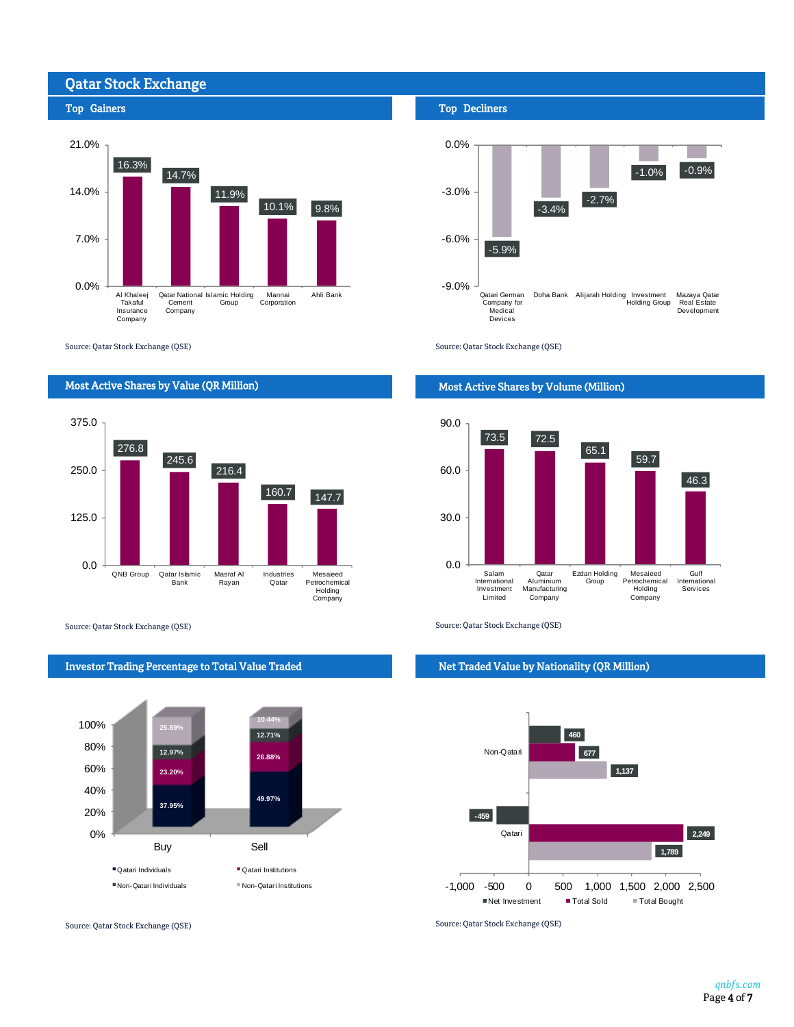# Qatar Stock Exchange

## Top Gainers

| Company | Change |
|---|---|
| Al Khaleej Takaful Insurance Company | 16.3% |
| Qatar National Cement Company | 14.7% |
| Islamic Holding Group | 11.9% |
| Mannai Corporation | 10.1% |
| Ahli Bank | 9.8% |

Source: Qatar Stock Exchange (QSE)

## Top Decliners

| Company | Change |
|---|---|
| Qatari German Company for Medical Devices | -5.9% |
| Doha Bank | -3.4% |
| Alijarah Holding | -2.7% |
| Investment Holding Group | -1.0% |
| Mazaya Qatar Real Estate Development | -0.9% |

Source: Qatar Stock Exchange (QSE)

## Most Active Shares by Value (QR Million)

| Company | Value |
|---|---|
| QNB Group | 276.8 |
| Qatar Islamic Bank | 245.6 |
| Masraf Al Rayan | 216.4 |
| Industries Qatar | 160.7 |
| Mesaieed Petrochemical Holding Company | 147.7 |

Source: Qatar Stock Exchange (QSE)

## Most Active Shares by Volume (Million)

| Company | Volume |
|---|---|
| Salam International Investment Limited | 73.5 |
| Qatar Aluminium Manufacturing Company | 72.5 |
| Ezdan Holding Group | 65.1 |
| Mesaieed Petrochemical Holding Company | 59.7 |
| Gulf International Services | 46.3 |

Source: Qatar Stock Exchange (QSE)

## Investor Trading Percentage to Total Value Traded

| | Buy | Sell |
|---|---|---|
| Qatari Individuals | 37.95% | 49.97% |
| Qatari Institutions | 23.20% | 26.88% |
| Non-Qatari Individuals | 12.97% | 12.71% |
| Non-Qatari Institutions | 25.89% | 10.44% |

Source: Qatar Stock Exchange (QSE)

## Net Traded Value by Nationality (QR Million)

| | Net Investment | Total Sold | Total Bought |
|---|---|---|---|
| Non-Qatari | 460 | 677 | 1,137 |
| Qatari | -459 | 2,249 | 1,789 |

Source: Qatar Stock Exchange (QSE)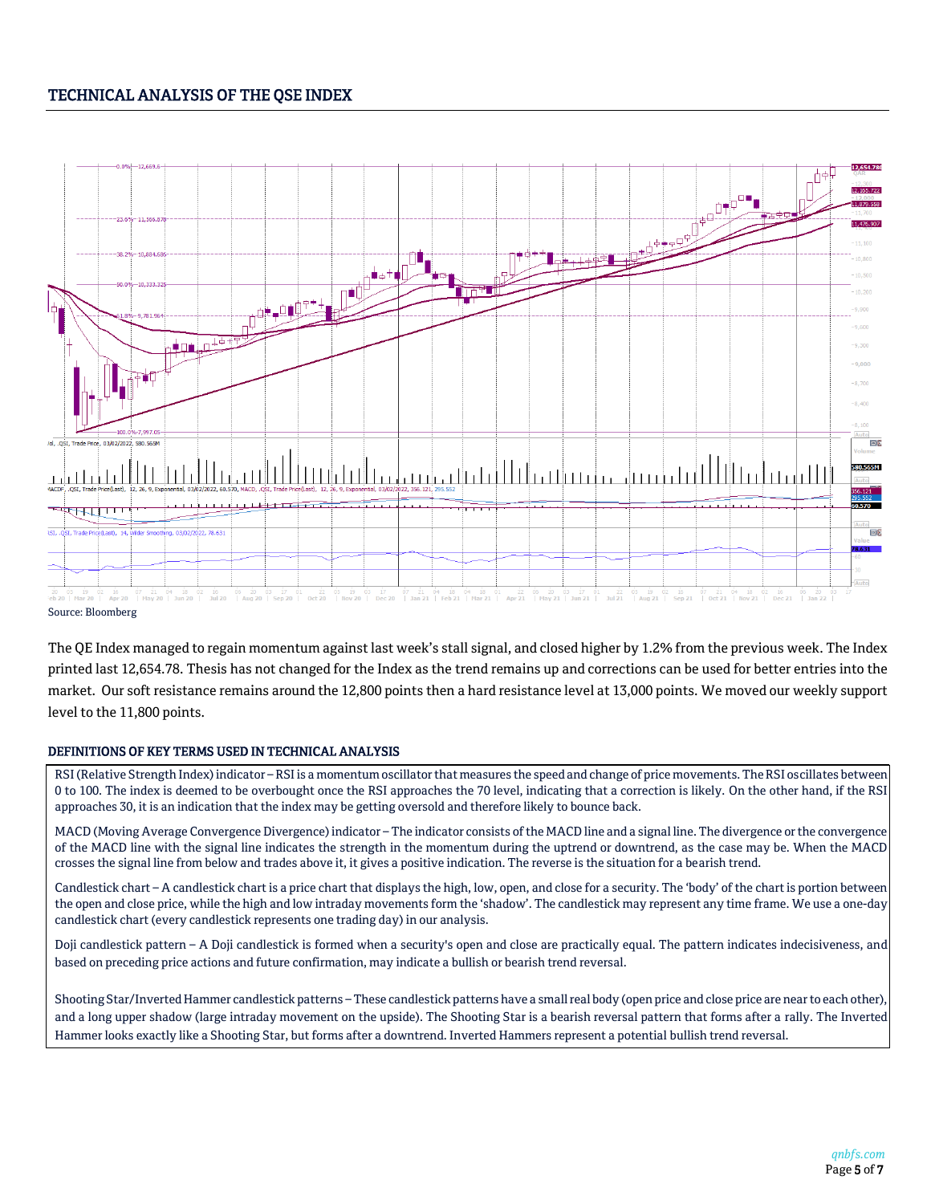## TECHNICAL ANALYSIS OF THE QSE INDEX

Source: Bloomberg

The QE Index managed to regain momentum against last week's stall signal, and closed higher by 1.2% from the previous week. The Index printed last 12,654.78. Thesis has not changed for the Index as the trend remains up and corrections can be used for better entries into the market. Our soft resistance remains around the 12,800 points then a hard resistance level at 13,000 points. We moved our weekly support level to the 11,800 points.

### DEFINITIONS OF KEY TERMS USED IN TECHNICAL ANALYSIS

RSI (Relative Strength Index) indicator – RSI is a momentum oscillator that measures the speed and change of price movements. The RSI oscillates between 0 to 100. The index is deemed to be overbought once the RSI approaches the 70 level, indicating that a correction is likely. On the other hand, if the RSI approaches 30, it is an indication that the index may be getting oversold and therefore likely to bounce back.

MACD (Moving Average Convergence Divergence) indicator – The indicator consists of the MACD line and a signal line. The divergence or the convergence of the MACD line with the signal line indicates the strength in the momentum during the uptrend or downtrend, as the case may be. When the MACD crosses the signal line from below and trades above it, it gives a positive indication. The reverse is the situation for a bearish trend.

Candlestick chart – A candlestick chart is a price chart that displays the high, low, open, and close for a security. The 'body' of the chart is portion between the open and close price, while the high and low intraday movements form the 'shadow'. The candlestick may represent any time frame. We use a one-day candlestick chart (every candlestick represents one trading day) in our analysis.

Doji candlestick pattern – A Doji candlestick is formed when a security's open and close are practically equal. The pattern indicates indecisiveness, and based on preceding price actions and future confirmation, may indicate a bullish or bearish trend reversal.

Shooting Star/Inverted Hammer candlestick patterns – These candlestick patterns have a small real body (open price and close price are near to each other), and a long upper shadow (large intraday movement on the upside). The Shooting Star is a bearish reversal pattern that forms after a rally. The Inverted Hammer looks exactly like a Shooting Star, but forms after a downtrend. Inverted Hammers represent a potential bullish trend reversal.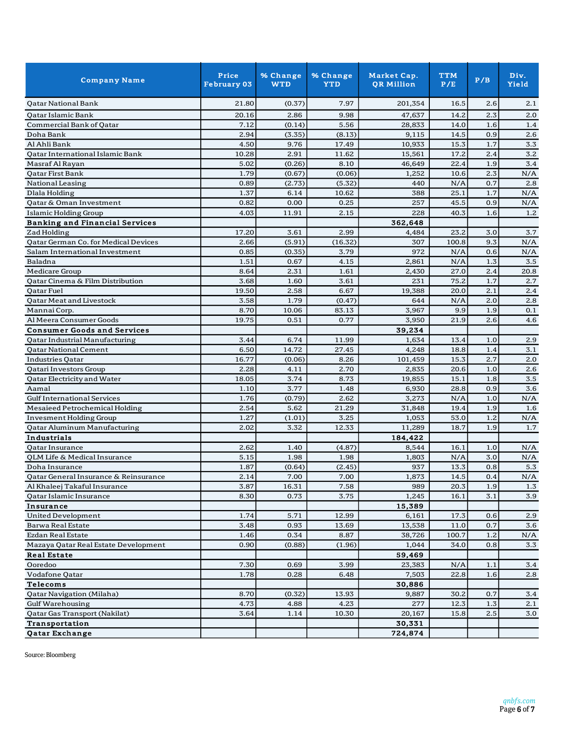| Company Name | Price February 03 | % Change WTD | % Change YTD | Market Cap. QR Million | TTM P/E | P/B | Div. Yield |
|---|---|---|---|---|---|---|---|
| Qatar National Bank | 21.80 | (0.37) | 7.97 | 201,354 | 16.5 | 2.6 | 2.1 |
| Qatar Islamic Bank | 20.16 | 2.86 | 9.98 | 47,637 | 14.2 | 2.3 | 2.0 |
| Commercial Bank of Qatar | 7.12 | (0.14) | 5.56 | 28,833 | 14.0 | 1.6 | 1.4 |
| Doha Bank | 2.94 | (3.35) | (8.13) | 9,115 | 14.5 | 0.9 | 2.6 |
| Al Ahli Bank | 4.50 | 9.76 | 17.49 | 10,933 | 15.3 | 1.7 | 3.3 |
| Qatar International Islamic Bank | 10.28 | 2.91 | 11.62 | 15,561 | 17.2 | 2.4 | 3.2 |
| Masraf Al Rayan | 5.02 | (0.26) | 8.10 | 46,649 | 22.4 | 1.9 | 3.4 |
| Qatar First Bank | 1.79 | (0.67) | (0.06) | 1,252 | 10.6 | 2.3 | N/A |
| National Leasing | 0.89 | (2.73) | (5.32) | 440 | N/A | 0.7 | 2.8 |
| Dlala Holding | 1.37 | 6.14 | 10.62 | 388 | 25.1 | 1.7 | N/A |
| Qatar & Oman Investment | 0.82 | 0.00 | 0.25 | 257 | 45.5 | 0.9 | N/A |
| Islamic Holding Group | 4.03 | 11.91 | 2.15 | 228 | 40.3 | 1.6 | 1.2 |
| **Banking and Financial Services** | | | | **362,648** | | | |
| Zad Holding | 17.20 | 3.61 | 2.99 | 4,484 | 23.2 | 3.0 | 3.7 |
| Qatar German Co. for Medical Devices | 2.66 | (5.91) | (16.32) | 307 | 100.8 | 9.3 | N/A |
| Salam International Investment | 0.85 | (0.35) | 3.79 | 972 | N/A | 0.6 | N/A |
| Baladna | 1.51 | 0.67 | 4.15 | 2,861 | N/A | 1.3 | 3.5 |
| Medicare Group | 8.64 | 2.31 | 1.61 | 2,430 | 27.0 | 2.4 | 20.8 |
| Qatar Cinema & Film Distribution | 3.68 | 1.60 | 3.61 | 231 | 75.2 | 1.7 | 2.7 |
| Qatar Fuel | 19.50 | 2.58 | 6.67 | 19,388 | 20.0 | 2.1 | 2.4 |
| Qatar Meat and Livestock | 3.58 | 1.79 | (0.47) | 644 | N/A | 2.0 | 2.8 |
| Mannai Corp. | 8.70 | 10.06 | 83.13 | 3,967 | 9.9 | 1.9 | 0.1 |
| Al Meera Consumer Goods | 19.75 | 0.51 | 0.77 | 3,950 | 21.9 | 2.6 | 4.6 |
| **Consumer Goods and Services** | | | | **39,234** | | | |
| Qatar Industrial Manufacturing | 3.44 | 6.74 | 11.99 | 1,634 | 13.4 | 1.0 | 2.9 |
| Qatar National Cement | 6.50 | 14.72 | 27.45 | 4,248 | 18.8 | 1.4 | 3.1 |
| Industries Qatar | 16.77 | (0.06) | 8.26 | 101,459 | 15.3 | 2.7 | 2.0 |
| Qatari Investors Group | 2.28 | 4.11 | 2.70 | 2,835 | 20.6 | 1.0 | 2.6 |
| Qatar Electricity and Water | 18.05 | 3.74 | 8.73 | 19,855 | 15.1 | 1.8 | 3.5 |
| Aamal | 1.10 | 3.77 | 1.48 | 6,930 | 28.8 | 0.9 | 3.6 |
| Gulf International Services | 1.76 | (0.79) | 2.62 | 3,273 | N/A | 1.0 | N/A |
| Mesaieed Petrochemical Holding | 2.54 | 5.62 | 21.29 | 31,848 | 19.4 | 1.9 | 1.6 |
| Invesment Holding Group | 1.27 | (1.01) | 3.25 | 1,053 | 53.0 | 1.2 | N/A |
| Qatar Aluminum Manufacturing | 2.02 | 3.32 | 12.33 | 11,289 | 18.7 | 1.9 | 1.7 |
| **Industrials** | | | | **184,422** | | | |
| Qatar Insurance | 2.62 | 1.40 | (4.87) | 8,544 | 16.1 | 1.0 | N/A |
| QLM Life & Medical Insurance | 5.15 | 1.98 | 1.98 | 1,803 | N/A | 3.0 | N/A |
| Doha Insurance | 1.87 | (0.64) | (2.45) | 937 | 13.3 | 0.8 | 5.3 |
| Qatar General Insurance & Reinsurance | 2.14 | 7.00 | 7.00 | 1,873 | 14.5 | 0.4 | N/A |
| Al Khaleej Takaful Insurance | 3.87 | 16.31 | 7.58 | 989 | 20.3 | 1.9 | 1.3 |
| Qatar Islamic Insurance | 8.30 | 0.73 | 3.75 | 1,245 | 16.1 | 3.1 | 3.9 |
| **Insurance** | | | | **15,389** | | | |
| United Development | 1.74 | 5.71 | 12.99 | 6,161 | 17.3 | 0.6 | 2.9 |
| Barwa Real Estate | 3.48 | 0.93 | 13.69 | 13,538 | 11.0 | 0.7 | 3.6 |
| Ezdan Real Estate | 1.46 | 0.34 | 8.87 | 38,726 | 100.7 | 1.2 | N/A |
| Mazaya Qatar Real Estate Development | 0.90 | (0.88) | (1.96) | 1,044 | 34.0 | 0.8 | 3.3 |
| **Real Estate** | | | | **59,469** | | | |
| Ooredoo | 7.30 | 0.69 | 3.99 | 23,383 | N/A | 1.1 | 3.4 |
| Vodafone Qatar | 1.78 | 0.28 | 6.48 | 7,503 | 22.8 | 1.6 | 2.8 |
| **Telecoms** | | | | **30,886** | | | |
| Qatar Navigation (Milaha) | 8.70 | (0.32) | 13.93 | 9,887 | 30.2 | 0.7 | 3.4 |
| Gulf Warehousing | 4.73 | 4.88 | 4.23 | 277 | 12.3 | 1.3 | 2.1 |
| Qatar Gas Transport (Nakilat) | 3.64 | 1.14 | 10.30 | 20,167 | 15.8 | 2.5 | 3.0 |
| **Transportation** | | | | **30,331** | | | |
| **Qatar Exchange** | | | | **724,874** | | | |

Source: Bloomberg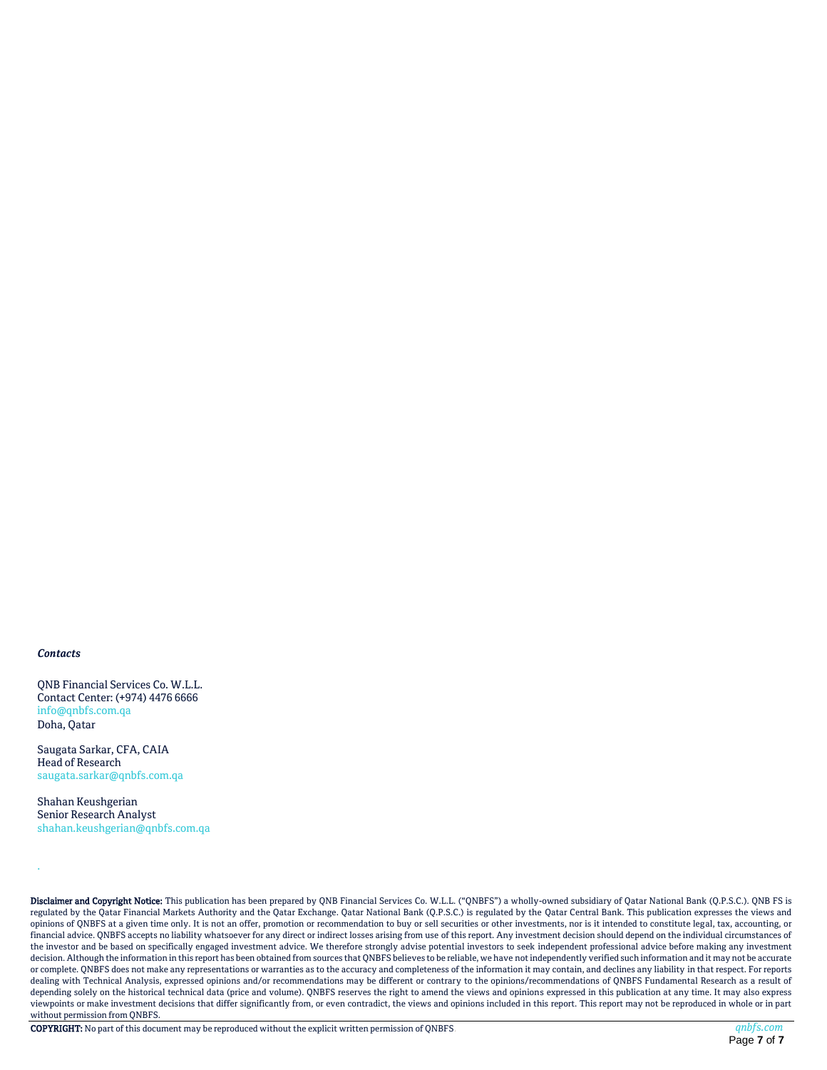*Contacts*

QNB Financial Services Co. W.L.L.
Contact Center: (+974) 4476 6666
info@qnbfs.com.qa
Doha, Qatar

Saugata Sarkar, CFA, CAIA
Head of Research
saugata.sarkar@qnbfs.com.qa

Shahan Keushgerian
Senior Research Analyst
shahan.keushgerian@qnbfs.com.qa

**Disclaimer and Copyright Notice:** This publication has been prepared by QNB Financial Services Co. W.L.L. ("QNBFS") a wholly-owned subsidiary of Qatar National Bank (Q.P.S.C.). QNB FS is regulated by the Qatar Financial Markets Authority and the Qatar Exchange. Qatar National Bank (Q.P.S.C.) is regulated by the Qatar Central Bank. This publication expresses the views and opinions of QNBFS at a given time only. It is not an offer, promotion or recommendation to buy or sell securities or other investments, nor is it intended to constitute legal, tax, accounting, or financial advice. QNBFS accepts no liability whatsoever for any direct or indirect losses arising from use of this report. Any investment decision should depend on the individual circumstances of the investor and be based on specifically engaged investment advice. We therefore strongly advise potential investors to seek independent professional advice before making any investment decision. Although the information in this report has been obtained from sources that QNBFS believes to be reliable, we have not independently verified such information and it may not be accurate or complete. QNBFS does not make any representations or warranties as to the accuracy and completeness of the information it may contain, and declines any liability in that respect. For reports dealing with Technical Analysis, expressed opinions and/or recommendations may be different or contrary to the opinions/recommendations of QNBFS Fundamental Research as a result of depending solely on the historical technical data (price and volume). QNBFS reserves the right to amend the views and opinions expressed in this publication at any time. It may also express viewpoints or make investment decisions that differ significantly from, or even contradict, the views and opinions included in this report. This report may not be reproduced in whole or in part without permission from QNBFS.

**COPYRIGHT:** No part of this document may be reproduced without the explicit written permission of QNBFS

*qnbfs.com*